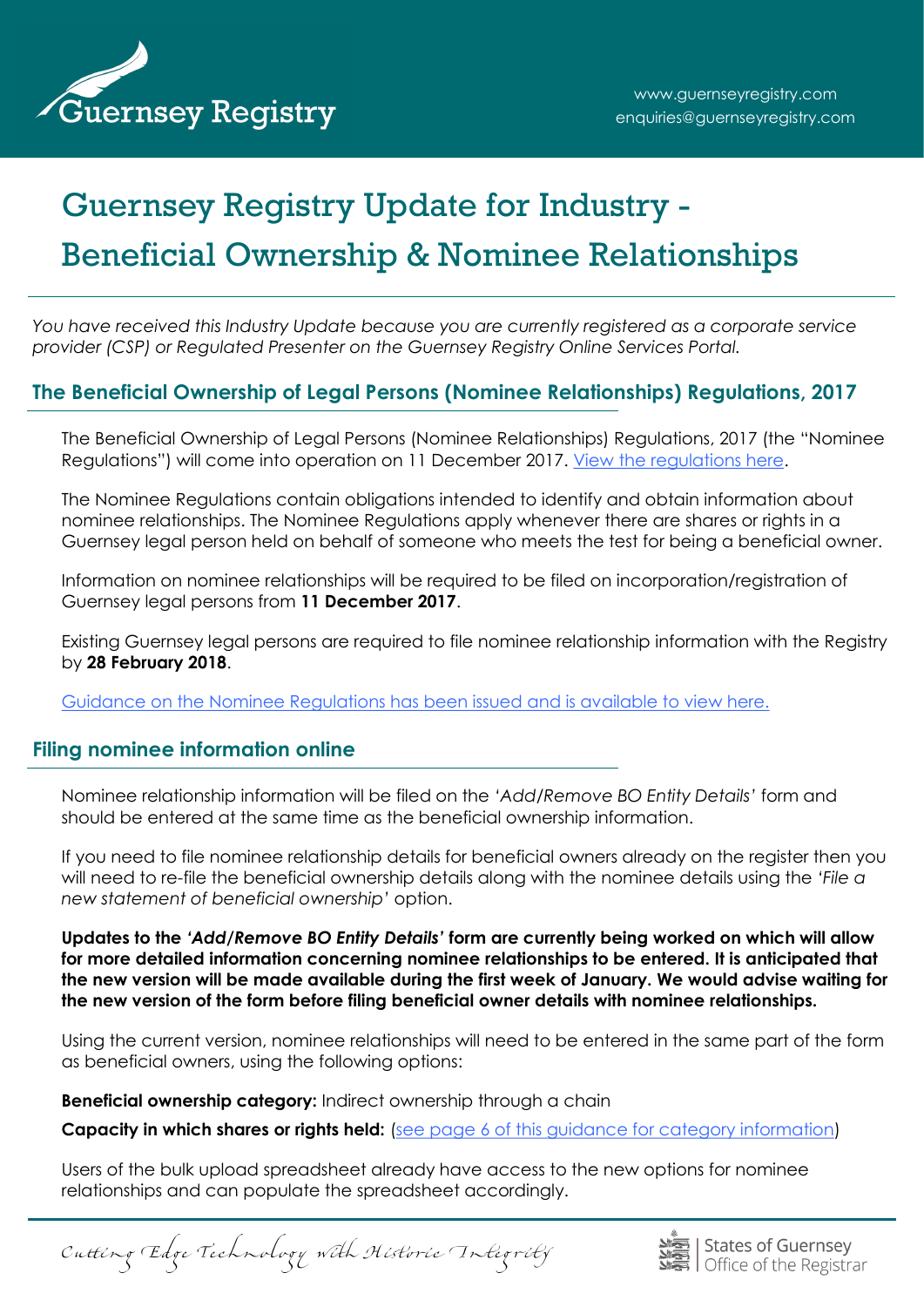# Guernsey Registry Update for Industry - Beneficial Ownership & Nominee Relationships

*You have received this Industry Update because you are currently registered as a corporate service provider (CSP) or Regulated Presenter on the Guernsey Registry Online Services Portal.*

## The Beneficial Ownership of Legal Persons (Nominee Relationships) Regulations, 2017

The Beneficial Ownership of Legal Persons (Nominee Relationships) Regulations, 2017 (the "Nominee Regulations") will come into operation on 11 December 2017. [View the regulations here](#).

The Nominee Regulations contain obligations intended to identify and obtain information about nominee relationships. The Nominee Regulations apply whenever there are shares or rights in a Guernsey legal person held on behalf of someone who meets the test for being a beneficial owner.

Information on nominee relationships will be required to be filed on incorporation/registration of Guernsey legal persons from **11 December 2017**.

Existing Guernsey legal persons are required to file nominee relationship information with the Registry by **28 February 2018**.

[Guidance on the Nominee Regulations has been issued and is available to view here.](#)

## Filing nominee information online

Nominee relationship information will be filed on the *'Add/Remove BO Entity Details'* form and should be entered at the same time as the beneficial ownership information.

If you need to file nominee relationship details for beneficial owners already on the register then you will need to re-file the beneficial ownership details along with the nominee details using the *'File a new statement of beneficial ownership'* option.

**Updates to the *'Add/Remove BO Entity Details'* form are currently being worked on which will allow for more detailed information concerning nominee relationships to be entered. It is anticipated that the new version will be made available during the first week of January. We would advise waiting for the new version of the form before filing beneficial owner details with nominee relationships.**

Using the current version, nominee relationships will need to be entered in the same part of the form as beneficial owners, using the following options:

**Beneficial ownership category:** Indirect ownership through a chain

**Capacity in which shares or rights held:** ([see page 6 of this guidance for category information](#))

Users of the bulk upload spreadsheet already have access to the new options for nominee relationships and can populate the spreadsheet accordingly.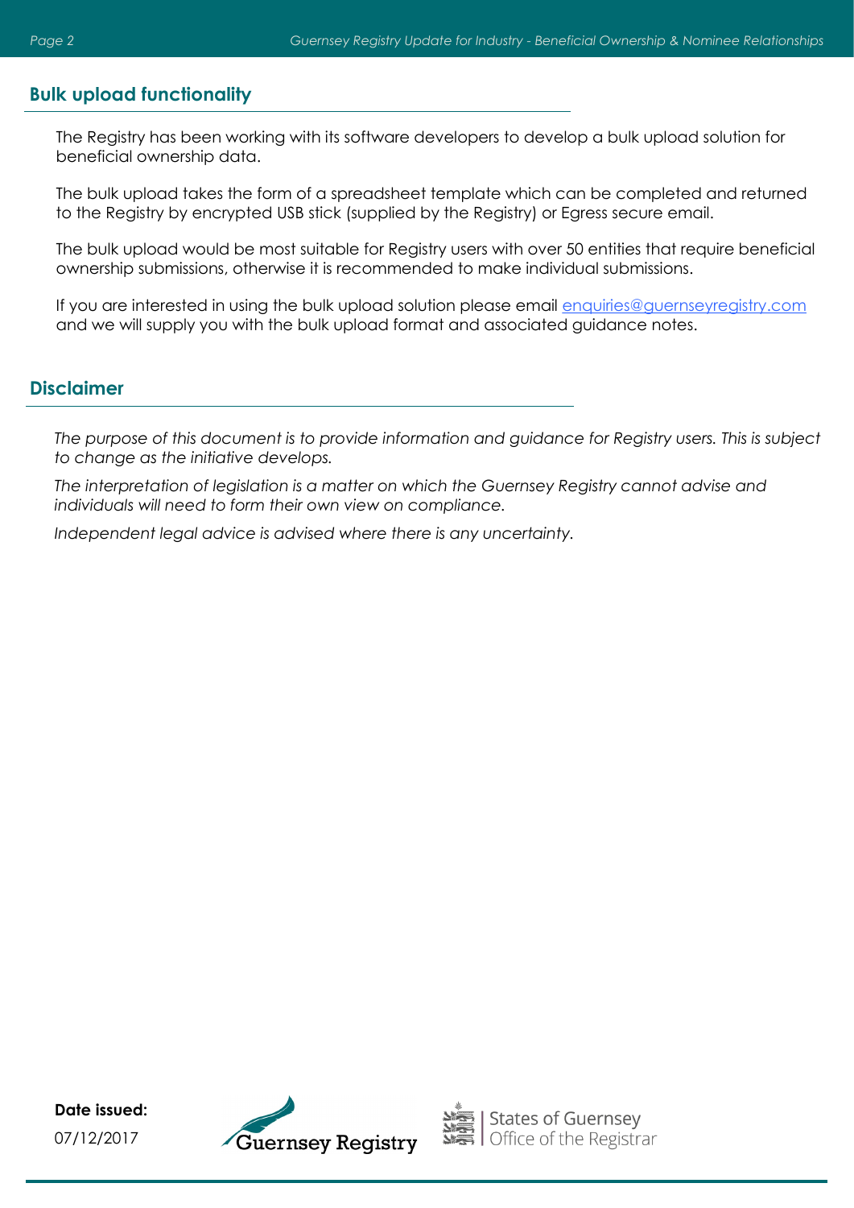## Bulk upload functionality

The Registry has been working with its software developers to develop a bulk upload solution for beneficial ownership data.

The bulk upload takes the form of a spreadsheet template which can be completed and returned to the Registry by encrypted USB stick (supplied by the Registry) or Egress secure email.

The bulk upload would be most suitable for Registry users with over 50 entities that require beneficial ownership submissions, otherwise it is recommended to make individual submissions.

If you are interested in using the bulk upload solution please email enquiries@guernseyregistry.com and we will supply you with the bulk upload format and associated guidance notes.

## Disclaimer

*The purpose of this document is to provide information and guidance for Registry users. This is subject to change as the initiative develops.*

*The interpretation of legislation is a matter on which the Guernsey Registry cannot advise and individuals will need to form their own view on compliance.*

*Independent legal advice is advised where there is any uncertainty.*

**Date issued:**
07/12/2017

Guernsey Registry

States of Guernsey
Office of the Registrar